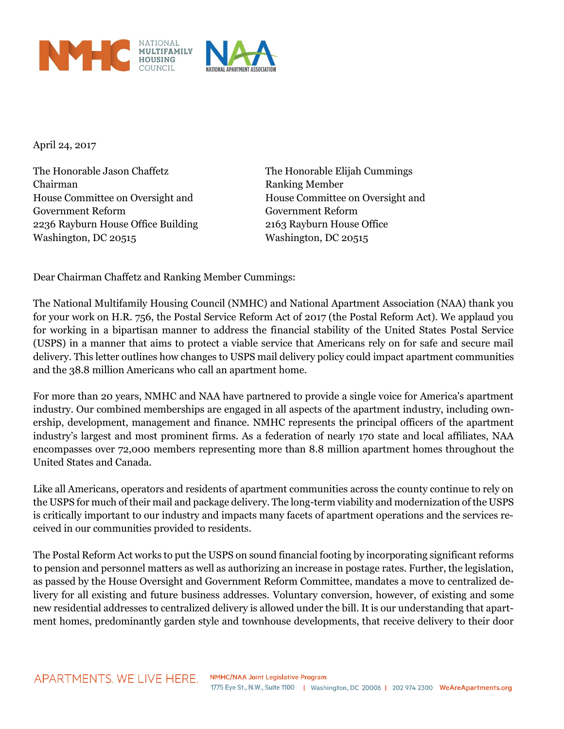NMHC NATIONAL MULTIFAMILY HOUSING COUNCIL    NAA NATIONAL APARTMENT ASSOCIATION

April 24, 2017

The Honorable Jason Chaffetz
Chairman
House Committee on Oversight and Government Reform
2236 Rayburn House Office Building
Washington, DC 20515

The Honorable Elijah Cummings
Ranking Member
House Committee on Oversight and Government Reform
2163 Rayburn House Office
Washington, DC 20515

Dear Chairman Chaffetz and Ranking Member Cummings:

The National Multifamily Housing Council (NMHC) and National Apartment Association (NAA) thank you for your work on H.R. 756, the Postal Service Reform Act of 2017 (the Postal Reform Act). We applaud you for working in a bipartisan manner to address the financial stability of the United States Postal Service (USPS) in a manner that aims to protect a viable service that Americans rely on for safe and secure mail delivery. This letter outlines how changes to USPS mail delivery policy could impact apartment communities and the 38.8 million Americans who call an apartment home.

For more than 20 years, NMHC and NAA have partnered to provide a single voice for America's apartment industry. Our combined memberships are engaged in all aspects of the apartment industry, including ownership, development, management and finance. NMHC represents the principal officers of the apartment industry's largest and most prominent firms. As a federation of nearly 170 state and local affiliates, NAA encompasses over 72,000 members representing more than 8.8 million apartment homes throughout the United States and Canada.

Like all Americans, operators and residents of apartment communities across the county continue to rely on the USPS for much of their mail and package delivery. The long-term viability and modernization of the USPS is critically important to our industry and impacts many facets of apartment operations and the services received in our communities provided to residents.

The Postal Reform Act works to put the USPS on sound financial footing by incorporating significant reforms to pension and personnel matters as well as authorizing an increase in postage rates. Further, the legislation, as passed by the House Oversight and Government Reform Committee, mandates a move to centralized delivery for all existing and future business addresses. Voluntary conversion, however, of existing and some new residential addresses to centralized delivery is allowed under the bill. It is our understanding that apartment homes, predominantly garden style and townhouse developments, that receive delivery to their door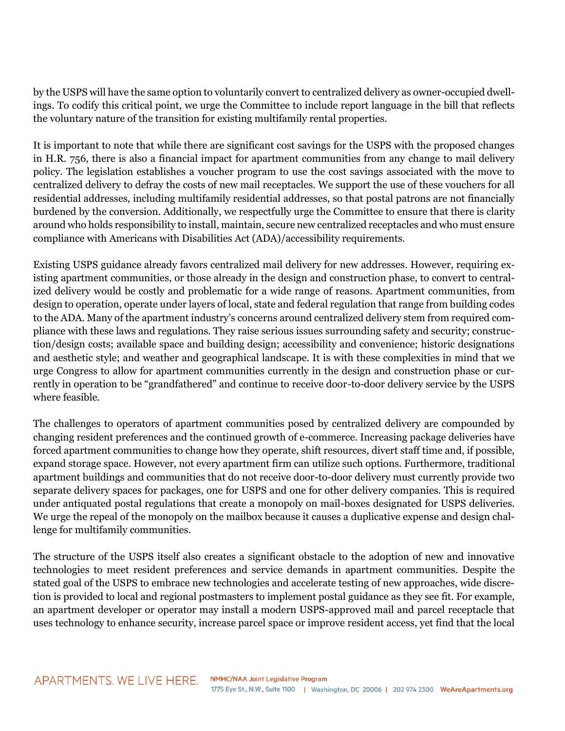by the USPS will have the same option to voluntarily convert to centralized delivery as owner-occupied dwellings. To codify this critical point, we urge the Committee to include report language in the bill that reflects the voluntary nature of the transition for existing multifamily rental properties.

It is important to note that while there are significant cost savings for the USPS with the proposed changes in H.R. 756, there is also a financial impact for apartment communities from any change to mail delivery policy. The legislation establishes a voucher program to use the cost savings associated with the move to centralized delivery to defray the costs of new mail receptacles. We support the use of these vouchers for all residential addresses, including multifamily residential addresses, so that postal patrons are not financially burdened by the conversion. Additionally, we respectfully urge the Committee to ensure that there is clarity around who holds responsibility to install, maintain, secure new centralized receptacles and who must ensure compliance with Americans with Disabilities Act (ADA)/accessibility requirements.

Existing USPS guidance already favors centralized mail delivery for new addresses. However, requiring existing apartment communities, or those already in the design and construction phase, to convert to centralized delivery would be costly and problematic for a wide range of reasons. Apartment communities, from design to operation, operate under layers of local, state and federal regulation that range from building codes to the ADA. Many of the apartment industry's concerns around centralized delivery stem from required compliance with these laws and regulations. They raise serious issues surrounding safety and security; construction/design costs; available space and building design; accessibility and convenience; historic designations and aesthetic style; and weather and geographical landscape. It is with these complexities in mind that we urge Congress to allow for apartment communities currently in the design and construction phase or currently in operation to be "grandfathered" and continue to receive door-to-door delivery service by the USPS where feasible.

The challenges to operators of apartment communities posed by centralized delivery are compounded by changing resident preferences and the continued growth of e-commerce. Increasing package deliveries have forced apartment communities to change how they operate, shift resources, divert staff time and, if possible, expand storage space. However, not every apartment firm can utilize such options. Furthermore, traditional apartment buildings and communities that do not receive door-to-door delivery must currently provide two separate delivery spaces for packages, one for USPS and one for other delivery companies. This is required under antiquated postal regulations that create a monopoly on mail-boxes designated for USPS deliveries. We urge the repeal of the monopoly on the mailbox because it causes a duplicative expense and design challenge for multifamily communities.

The structure of the USPS itself also creates a significant obstacle to the adoption of new and innovative technologies to meet resident preferences and service demands in apartment communities. Despite the stated goal of the USPS to embrace new technologies and accelerate testing of new approaches, wide discretion is provided to local and regional postmasters to implement postal guidance as they see fit. For example, an apartment developer or operator may install a modern USPS-approved mail and parcel receptacle that uses technology to enhance security, increase parcel space or improve resident access, yet find that the local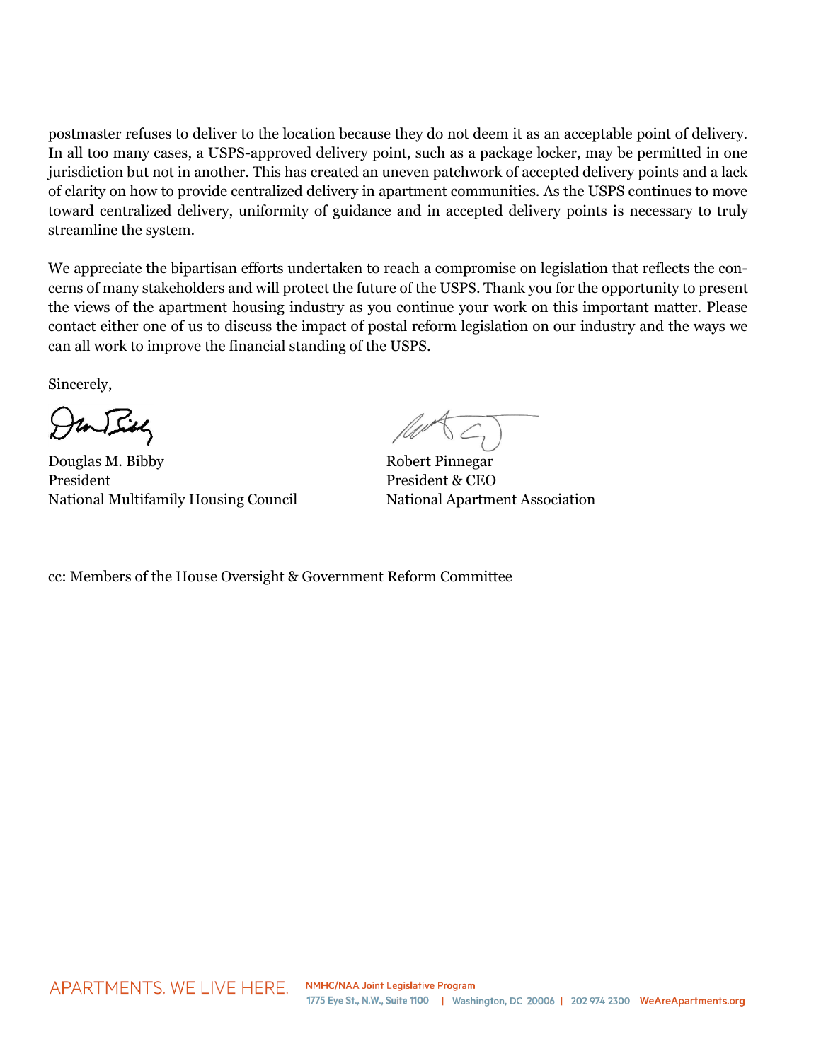postmaster refuses to deliver to the location because they do not deem it as an acceptable point of delivery. In all too many cases, a USPS-approved delivery point, such as a package locker, may be permitted in one jurisdiction but not in another. This has created an uneven patchwork of accepted delivery points and a lack of clarity on how to provide centralized delivery in apartment communities. As the USPS continues to move toward centralized delivery, uniformity of guidance and in accepted delivery points is necessary to truly streamline the system.

We appreciate the bipartisan efforts undertaken to reach a compromise on legislation that reflects the concerns of many stakeholders and will protect the future of the USPS. Thank you for the opportunity to present the views of the apartment housing industry as you continue your work on this important matter. Please contact either one of us to discuss the impact of postal reform legislation on our industry and the ways we can all work to improve the financial standing of the USPS.

Sincerely,

Douglas M. Bibby
President
National Multifamily Housing Council

Robert Pinnegar
President & CEO
National Apartment Association

cc: Members of the House Oversight & Government Reform Committee

APARTMENTS. WE LIVE HERE.

NMHC/NAA Joint Legislative Program
1775 Eye St., N.W., Suite 1100 | Washington, DC 20006 | 202 974 2300 WeAreApartments.org